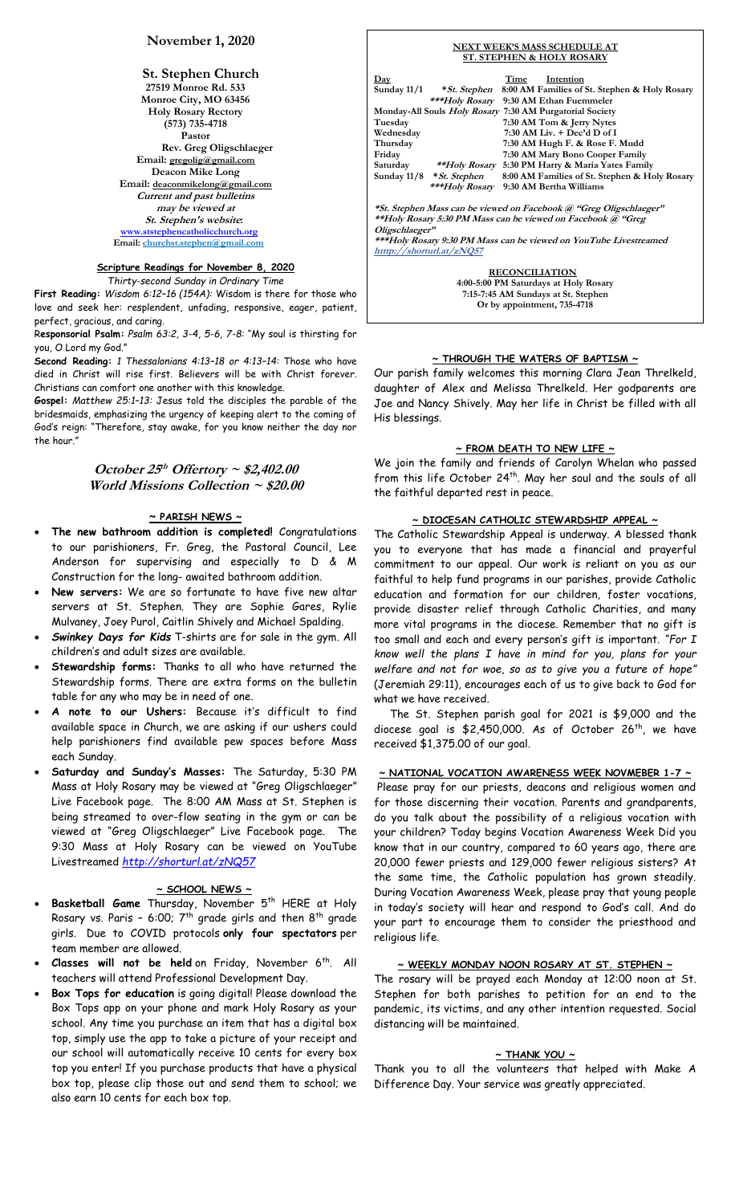# November 1, 2020

## St. Stephen Church

27519 Monroe Rd. 533
Monroe City, MO 63456
Holy Rosary Rectory
(573) 735-4718
Pastor
Rev. Greg Oligschlaeger
Email: gregolig@gmail.com
Deacon Mike Long
Email: deaconmikelong@gmail.com
*Current and past bulletins may be viewed at St. Stephen's website*: www.ststephencatholicchurch.org
Email: churchst.stephen@gmail.com

### Scripture Readings for November 8, 2020

*Thirty-second Sunday in Ordinary Time*

**First Reading:** *Wisdom 6:12–16 (154A):* Wisdom is there for those who love and seek her: resplendent, unfading, responsive, eager, patient, perfect, gracious, and caring.

**Responsorial Psalm:** *Psalm 63:2, 3-4, 5-6, 7-8:* "My soul is thirsting for you, O Lord my God."

**Second Reading:** *1 Thessalonians 4:13–18 or 4:13–14:* Those who have died in Christ will rise first. Believers will be with Christ forever. Christians can comfort one another with this knowledge.

**Gospel:** *Matthew 25:1–13:* Jesus told the disciples the parable of the bridesmaids, emphasizing the urgency of keeping alert to the coming of God's reign: "Therefore, stay awake, for you know neither the day nor the hour."

***October 25th Offertory ~ $2,402.00***
***World Missions Collection ~ $20.00***

### ~ PARISH NEWS ~

- **The new bathroom addition is completed!** Congratulations to our parishioners, Fr. Greg, the Pastoral Council, Lee Anderson for supervising and especially to D & M Construction for the long- awaited bathroom addition.
- **New servers:** We are so fortunate to have five new altar servers at St. Stephen. They are Sophie Gares, Rylie Mulvaney, Joey Purol, Caitlin Shively and Michael Spalding.
- ***Swinkey Days for Kids*** T-shirts are for sale in the gym. All children's and adult sizes are available.
- **Stewardship forms:** Thanks to all who have returned the Stewardship forms. There are extra forms on the bulletin table for any who may be in need of one.
- **A note to our Ushers:** Because it's difficult to find available space in Church, we are asking if our ushers could help parishioners find available pew spaces before Mass each Sunday.
- **Saturday and Sunday's Masses:** The Saturday, 5:30 PM Mass at Holy Rosary may be viewed at "Greg Oligschlaeger" Live Facebook page. The 8:00 AM Mass at St. Stephen is being streamed to over-flow seating in the gym or can be viewed at "Greg Oligschlaeger" Live Facebook page. The 9:30 Mass at Holy Rosary can be viewed on YouTube Livestreamed *http://shorturl.at/zNQ57*

### ~ SCHOOL NEWS ~

- **Basketball Game** Thursday, November 5th HERE at Holy Rosary vs. Paris – 6:00; 7th grade girls and then 8th grade girls. Due to COVID protocols **only four spectators** per team member are allowed.
- **Classes will not be held** on Friday, November 6th. All teachers will attend Professional Development Day.
- **Box Tops for education** is going digital! Please download the Box Tops app on your phone and mark Holy Rosary as your school. Any time you purchase an item that has a digital box top, simply use the app to take a picture of your receipt and our school will automatically receive 10 cents for every box top you enter! If you purchase products that have a physical box top, please clip those out and send them to school; we also earn 10 cents for each box top.

### NEXT WEEK'S MASS SCHEDULE AT ST. STEPHEN & HOLY ROSARY

| Day | | Time | Intention |
|---|---|---|---|
| Sunday 11/1 | *St. Stephen | 8:00 AM | Families of St. Stephen & Holy Rosary |
| | ***Holy Rosary | 9:30 AM | Ethan Fuemmeler |
| Monday-All Souls | Holy Rosary | 7:30 AM | Purgatorial Society |
| Tuesday | | 7:30 AM | Tom & Jerry Nytes |
| Wednesday | | 7:30 AM | Liv. + Dec'd D of I |
| Thursday | | 7:30 AM | Hugh F. & Rose F. Mudd |
| Friday | | 7:30 AM | Mary Bono Cooper Family |
| Saturday | **Holy Rosary | 5:30 PM | Harry & Maria Yates Family |
| Sunday 11/8 | *St. Stephen | 8:00 AM | Families of St. Stephen & Holy Rosary |
| | ***Holy Rosary | 9:30 AM | Bertha Williams |

*\*St. Stephen Mass can be viewed on Facebook @ "Greg Oligschlaeger"*
*\*\*Holy Rosary 5:30 PM Mass can be viewed on Facebook @ "Greg Oligschlaeger"*
*\*\*\*Holy Rosary 9:30 PM Mass can be viewed on YouTube Livestreamed http://shorturl.at/zNQ57*

**RECONCILIATION**
4:00-5:00 PM Saturdays at Holy Rosary
7:15-7:45 AM Sundays at St. Stephen
Or by appointment, 735-4718

### ~ THROUGH THE WATERS OF BAPTISM ~

Our parish family welcomes this morning Clara Jean Threlkeld, daughter of Alex and Melissa Threlkeld. Her godparents are Joe and Nancy Shively. May her life in Christ be filled with all His blessings.

### ~ FROM DEATH TO NEW LIFE ~

We join the family and friends of Carolyn Whelan who passed from this life October 24th. May her soul and the souls of all the faithful departed rest in peace.

### ~ DIOCESAN CATHOLIC STEWARDSHIP APPEAL ~

The Catholic Stewardship Appeal is underway. A blessed thank you to everyone that has made a financial and prayerful commitment to our appeal. Our work is reliant on you as our faithful to help fund programs in our parishes, provide Catholic education and formation for our children, foster vocations, provide disaster relief through Catholic Charities, and many more vital programs in the diocese. Remember that no gift is too small and each and every person's gift is important. *"For I know well the plans I have in mind for you, plans for your welfare and not for woe, so as to give you a future of hope"* (Jeremiah 29:11), encourages each of us to give back to God for what we have received.

The St. Stephen parish goal for 2021 is $9,000 and the diocese goal is $2,450,000. As of October 26th, we have received $1,375.00 of our goal.

### ~ NATIONAL VOCATION AWARENESS WEEK NOVMEBER 1-7 ~

Please pray for our priests, deacons and religious women and for those discerning their vocation. Parents and grandparents, do you talk about the possibility of a religious vocation with your children? Today begins Vocation Awareness Week Did you know that in our country, compared to 60 years ago, there are 20,000 fewer priests and 129,000 fewer religious sisters? At the same time, the Catholic population has grown steadily. During Vocation Awareness Week, please pray that young people in today's society will hear and respond to God's call. And do your part to encourage them to consider the priesthood and religious life.

### ~ WEEKLY MONDAY NOON ROSARY AT ST. STEPHEN ~

The rosary will be prayed each Monday at 12:00 noon at St. Stephen for both parishes to petition for an end to the pandemic, its victims, and any other intention requested. Social distancing will be maintained.

### ~ THANK YOU ~

Thank you to all the volunteers that helped with Make A Difference Day. Your service was greatly appreciated.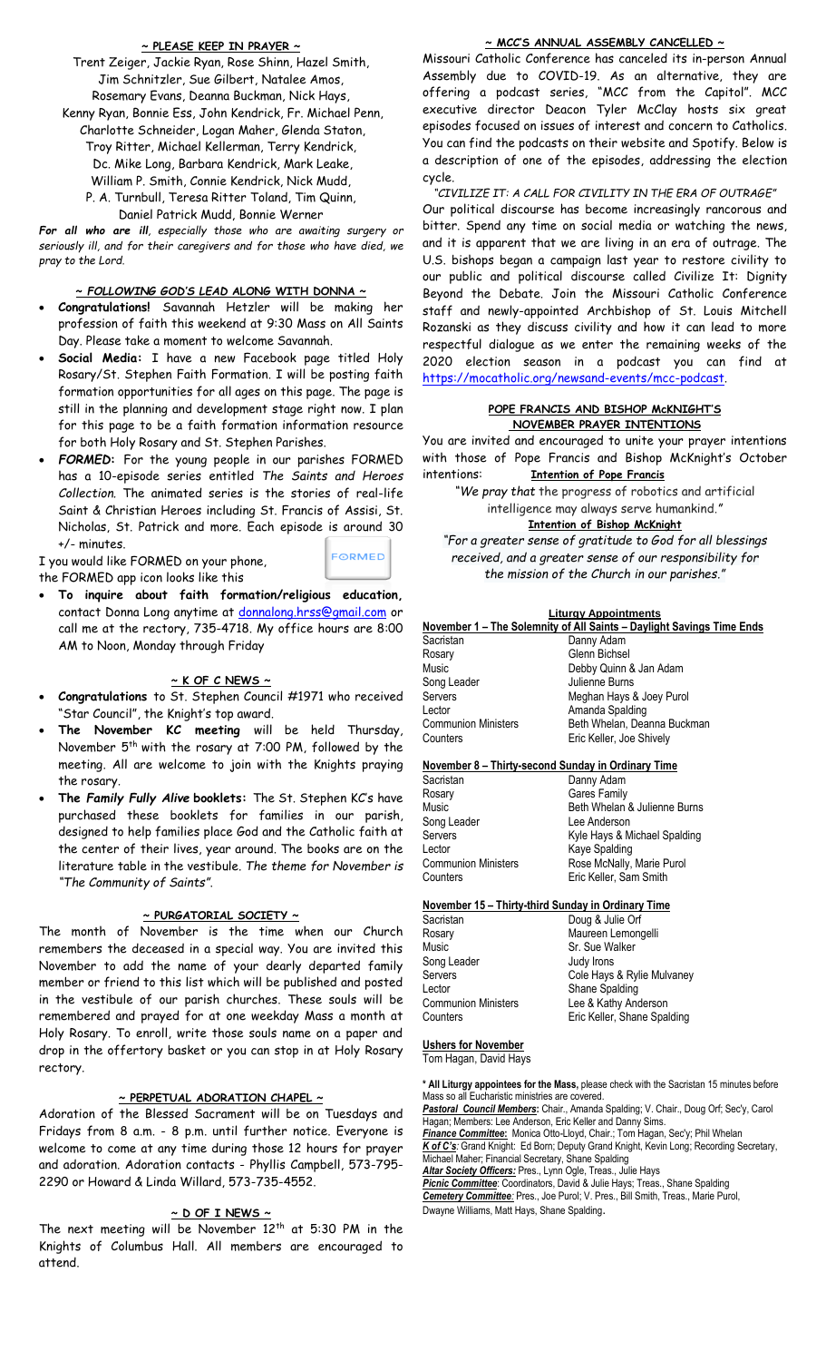## ~ PLEASE KEEP IN PRAYER ~

Trent Zeiger, Jackie Ryan, Rose Shinn, Hazel Smith, Jim Schnitzler, Sue Gilbert, Natalee Amos, Rosemary Evans, Deanna Buckman, Nick Hays, Kenny Ryan, Bonnie Ess, John Kendrick, Fr. Michael Penn, Charlotte Schneider, Logan Maher, Glenda Staton, Troy Ritter, Michael Kellerman, Terry Kendrick, Dc. Mike Long, Barbara Kendrick, Mark Leake, William P. Smith, Connie Kendrick, Nick Mudd, P. A. Turnbull, Teresa Ritter Toland, Tim Quinn, Daniel Patrick Mudd, Bonnie Werner

*For all who are ill, especially those who are awaiting surgery or seriously ill, and for their caregivers and for those who have died, we pray to the Lord.*

## ~ FOLLOWING GOD'S LEAD ALONG WITH DONNA ~

- **Congratulations!** Savannah Hetzler will be making her profession of faith this weekend at 9:30 Mass on All Saints Day. Please take a moment to welcome Savannah.
- **Social Media:** I have a new Facebook page titled Holy Rosary/St. Stephen Faith Formation. I will be posting faith formation opportunities for all ages on this page. The page is still in the planning and development stage right now. I plan for this page to be a faith formation information resource for both Holy Rosary and St. Stephen Parishes.
- ***FORMED*:** For the young people in our parishes FORMED has a 10-episode series entitled *The Saints and Heroes Collection*. The animated series is the stories of real-life Saint & Christian Heroes including St. Francis of Assisi, St. Nicholas, St. Patrick and more. Each episode is around 30 +/- minutes.

I you would like FORMED on your phone, the FORMED app icon looks like this

- **To inquire about faith formation/religious education,** contact Donna Long anytime at donnalong.hrss@gmail.com or call me at the rectory, 735-4718. My office hours are 8:00 AM to Noon, Monday through Friday

## ~ K OF C NEWS ~

- **Congratulations** to St. Stephen Council #1971 who received "Star Council", the Knight's top award.
- **The November KC meeting** will be held Thursday, November 5th with the rosary at 7:00 PM, followed by the meeting. All are welcome to join with the Knights praying the rosary.
- **The *Family Fully Alive* booklets:** The St. Stephen KC's have purchased these booklets for families in our parish, designed to help families place God and the Catholic faith at the center of their lives, year around. The books are on the literature table in the vestibule. *The theme for November is "The Community of Saints".*

## ~ PURGATORIAL SOCIETY ~

The month of November is the time when our Church remembers the deceased in a special way. You are invited this November to add the name of your dearly departed family member or friend to this list which will be published and posted in the vestibule of our parish churches. These souls will be remembered and prayed for at one weekday Mass a month at Holy Rosary. To enroll, write those souls name on a paper and drop in the offertory basket or you can stop in at Holy Rosary rectory.

## ~ PERPETUAL ADORATION CHAPEL ~

Adoration of the Blessed Sacrament will be on Tuesdays and Fridays from 8 a.m. - 8 p.m. until further notice. Everyone is welcome to come at any time during those 12 hours for prayer and adoration. Adoration contacts - Phyllis Campbell, 573-795-2290 or Howard & Linda Willard, 573-735-4552.

## ~ D OF I NEWS ~

The next meeting will be November 12th at 5:30 PM in the Knights of Columbus Hall. All members are encouraged to attend.

## ~ MCC'S ANNUAL ASSEMBLY CANCELLED ~

Missouri Catholic Conference has canceled its in-person Annual Assembly due to COVID-19. As an alternative, they are offering a podcast series, "MCC from the Capitol". MCC executive director Deacon Tyler McClay hosts six great episodes focused on issues of interest and concern to Catholics. You can find the podcasts on their website and Spotify. Below is a description of one of the episodes, addressing the election cycle.

*"CIVILIZE IT: A CALL FOR CIVILITY IN THE ERA OF OUTRAGE"*
Our political discourse has become increasingly rancorous and bitter. Spend any time on social media or watching the news, and it is apparent that we are living in an era of outrage. The U.S. bishops began a campaign last year to restore civility to our public and political discourse called Civilize It: Dignity Beyond the Debate. Join the Missouri Catholic Conference staff and newly-appointed Archbishop of St. Louis Mitchell Rozanski as they discuss civility and how it can lead to more respectful dialogue as we enter the remaining weeks of the 2020 election season in a podcast you can find at https://mocatholic.org/newsand-events/mcc-podcast.

## POPE FRANCIS AND BISHOP McKNIGHT'S NOVEMBER PRAYER INTENTIONS

You are invited and encouraged to unite your prayer intentions with those of Pope Francis and Bishop McKnight's October intentions:

**Intention of Pope Francis**

"*We pray that* the progress of robotics and artificial intelligence may always serve humankind."

**Intention of Bishop McKnight**

*"For a greater sense of gratitude to God for all blessings received, and a greater sense of our responsibility for the mission of the Church in our parishes."*

## Liturgy Appointments

**November 1 – The Solemnity of All Saints – Daylight Savings Time Ends**

| | |
|---|---|
| Sacristan | Danny Adam |
| Rosary | Glenn Bichsel |
| Music | Debby Quinn & Jan Adam |
| Song Leader | Julienne Burns |
| Servers | Meghan Hays & Joey Purol |
| Lector | Amanda Spalding |
| Communion Ministers | Beth Whelan, Deanna Buckman |
| Counters | Eric Keller, Joe Shively |

**November 8 – Thirty-second Sunday in Ordinary Time**

| | |
|---|---|
| Sacristan | Danny Adam |
| Rosary | Gares Family |
| Music | Beth Whelan & Julienne Burns |
| Song Leader | Lee Anderson |
| Servers | Kyle Hays & Michael Spalding |
| Lector | Kaye Spalding |
| Communion Ministers | Rose McNally, Marie Purol |
| Counters | Eric Keller, Sam Smith |

**November 15 – Thirty-third Sunday in Ordinary Time**

| | |
|---|---|
| Sacristan | Doug & Julie Orf |
| Rosary | Maureen Lemongelli |
| Music | Sr. Sue Walker |
| Song Leader | Judy Irons |
| Servers | Cole Hays & Rylie Mulvaney |
| Lector | Shane Spalding |
| Communion Ministers | Lee & Kathy Anderson |
| Counters | Eric Keller, Shane Spalding |

**Ushers for November**
Tom Hagan, David Hays

\* **All Liturgy appointees for the Mass,** please check with the Sacristan 15 minutes before Mass so all Eucharistic ministries are covered.

***Pastoral Council Members*:** Chair., Amanda Spalding; V. Chair., Doug Orf; Sec'y, Carol Hagan; Members: Lee Anderson, Eric Keller and Danny Sims.

***Finance Committee*:** Monica Otto-Lloyd, Chair.; Tom Hagan, Sec'y; Phil Whelan

***K of C's*:** Grand Knight: Ed Born; Deputy Grand Knight, Kevin Long; Recording Secretary, Michael Maher; Financial Secretary, Shane Spalding

***Altar Society Officers*:** Pres., Lynn Ogle, Treas., Julie Hays

***Picnic Committee*:** Coordinators, David & Julie Hays; Treas., Shane Spalding

***Cemetery Committee*:** Pres., Joe Purol; V. Pres., Bill Smith, Treas., Marie Purol, Dwayne Williams, Matt Hays, Shane Spalding.